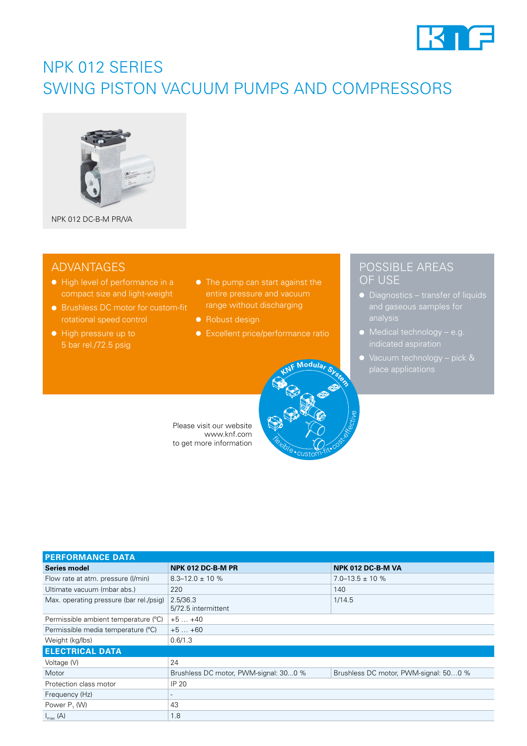# NPK 012 SERIES
# SWING PISTON VACUUM PUMPS AND COMPRESSORS

NPK 012 DC-B-M PR/VA

## ADVANTAGES

- High level of performance in a compact size and light-weight
- Brushless DC motor for custom-fit rotational speed control
- High pressure up to 5 bar rel./72.5 psig
- The pump can start against the entire pressure and vacuum range without discharging
- Robust design
- Excellent price/performance ratio

## POSSIBLE AREAS OF USE

- Diagnostics – transfer of liquids and gaseous samples for analysis
- Medical technology – e.g. indicated aspiration
- Vacuum technology – pick & place applications

KNF Modular System – flexible • custom-fit • cost-effective

Please visit our website www.knf.com to get more information

| PERFORMANCE DATA | | |
|---|---|---|
| **Series model** | **NPK 012 DC-B-M PR** | **NPK 012 DC-B-M VA** |
| Flow rate at atm. pressure (l/min) | 8.3–12.0 ± 10 % | 7.0–13.5 ± 10 % |
| Ultimate vacuum (mbar abs.) | 220 | 140 |
| Max. operating pressure (bar rel./psig) | 2.5/36.3<br>5/72.5 intermittent | 1/14.5 |
| Permissible ambient temperature (°C) | +5 … +40 | |
| Permissible media temperature (°C) | +5 … +60 | |
| Weight (kg/lbs) | 0.6/1.3 | |
| **ELECTRICAL DATA** | | |
| Voltage (V) | 24 | |
| Motor | Brushless DC motor, PWM-signal: 30...0 % | Brushless DC motor, PWM-signal: 50...0 % |
| Protection class motor | IP 20 | |
| Frequency (Hz) | - | |
| Power $P_1$ (W) | 43 | |
| $I_{max}$ (A) | 1.8 | |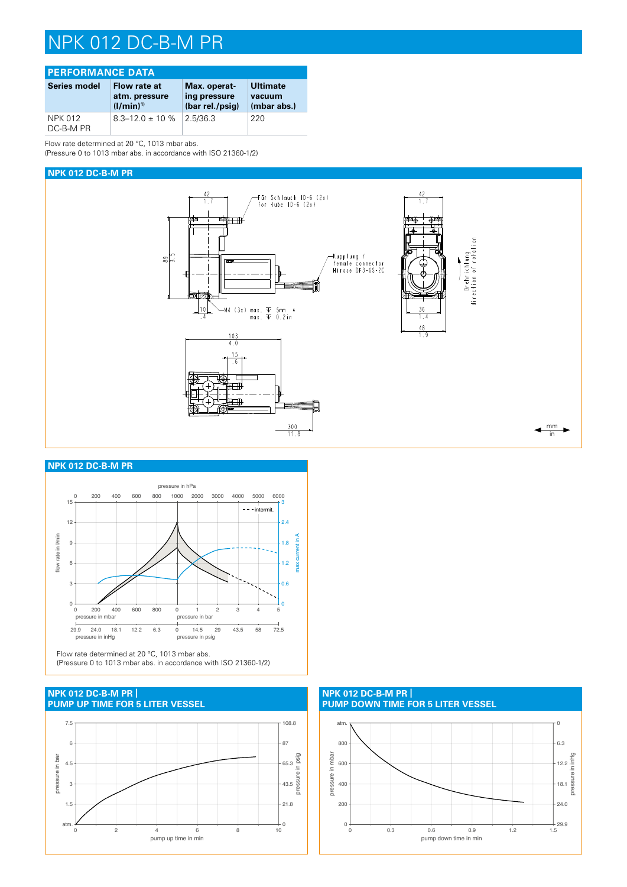# NPK 012 DC-B-M PR

## PERFORMANCE DATA

| Series model | Flow rate at atm. pressure (l/min)[1] | Max. operating pressure (bar rel./psig) | Ultimate vacuum (mbar abs.) |
|---|---|---|---|
| NPK 012 DC-B-M PR | 8.3–12.0 ± 10 % | 2.5/36.3 | 220 |

Flow rate determined at 20 °C, 1013 mbar abs.
(Pressure 0 to 1013 mbar abs. in accordance with ISO 21360-1/2)

## NPK 012 DC-B-M PR

Für Schlauch ID-6 (2x)
for tube ID-6 (2x)

Kupplung / female connector Hirose DF3-6S-2C

M4 (3x) max. 5mm
max. 0.2in

Drehrichtung
direction of rotation

mm / in

## NPK 012 DC-B-M PR

Flow rate determined at 20 °C, 1013 mbar abs.
(Pressure 0 to 1013 mbar abs. in accordance with ISO 21360-1/2)

## NPK 012 DC-B-M PR | PUMP UP TIME FOR 5 LITER VESSEL

## NPK 012 DC-B-M PR | PUMP DOWN TIME FOR 5 LITER VESSEL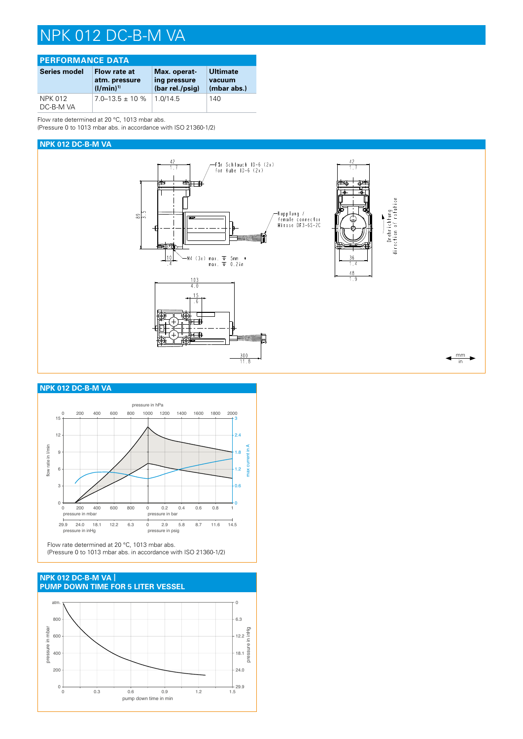# NPK 012 DC-B-M VA

## PERFORMANCE DATA

| Series model | Flow rate at atm. pressure (l/min)[1] | Max. operat-ing pressure (bar rel./psig) | Ultimate vacuum (mbar abs.) |
|---|---|---|---|
| NPK 012 DC-B-M VA | 7.0–13.5 ± 10 % | 1.0/14.5 | 140 |

Flow rate determined at 20 °C, 1013 mbar abs.
(Pressure 0 to 1013 mbar abs. in accordance with ISO 21360-1/2)

## NPK 012 DC-B-M VA

Für Schlauch ID-6 (2x)
for tube ID-6 (2x)

Kupplung /
female connector
Hirose DF3-6S-2C

M4 (3x) max. 5mm
max. 0.2in

Drehrichtung
direction of rotation

mm
in

## NPK 012 DC-B-M VA

Flow rate determined at 20 °C, 1013 mbar abs.
(Pressure 0 to 1013 mbar abs. in accordance with ISO 21360-1/2)

## NPK 012 DC-B-M VA | PUMP DOWN TIME FOR 5 LITER VESSEL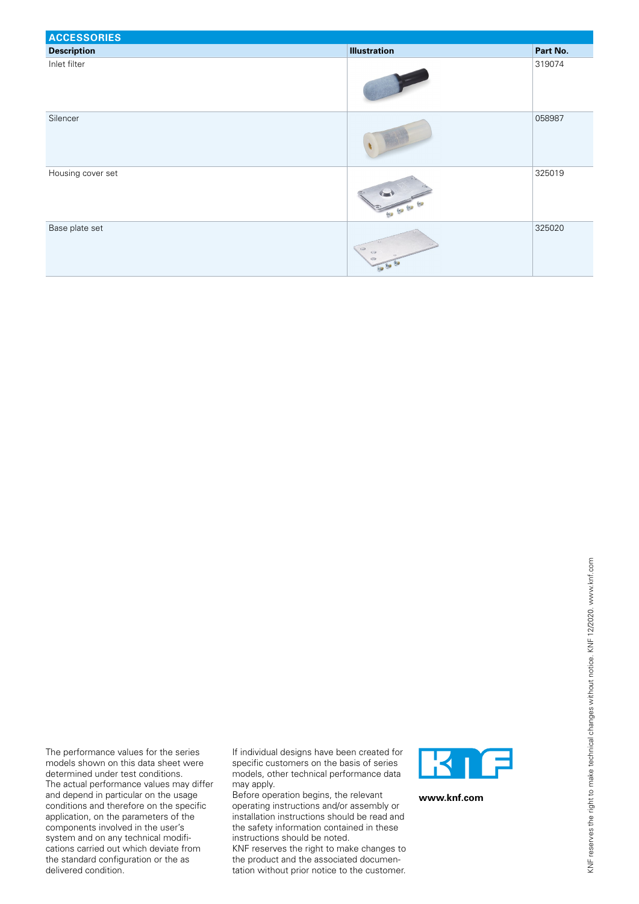## ACCESSORIES

| Description | Illustration | Part No. |
|---|---|---|
| Inlet filter | | 319074 |
| Silencer | | 058987 |
| Housing cover set | | 325019 |
| Base plate set | | 325020 |

The performance values for the series models shown on this data sheet were determined under test conditions. The actual performance values may differ and depend in particular on the usage conditions and therefore on the specific application, on the parameters of the components involved in the user's system and on any technical modifications carried out which deviate from the standard configuration or the as delivered condition.

If individual designs have been created for specific customers on the basis of series models, other technical performance data may apply.
Before operation begins, the relevant operating instructions and/or assembly or installation instructions should be read and the safety information contained in these instructions should be noted.
KNF reserves the right to make changes to the product and the associated documentation without prior notice to the customer.

KNF

**www.knf.com**

KNF reserves the right to make technical changes without notice. KNF 12/2020. www.knf.com